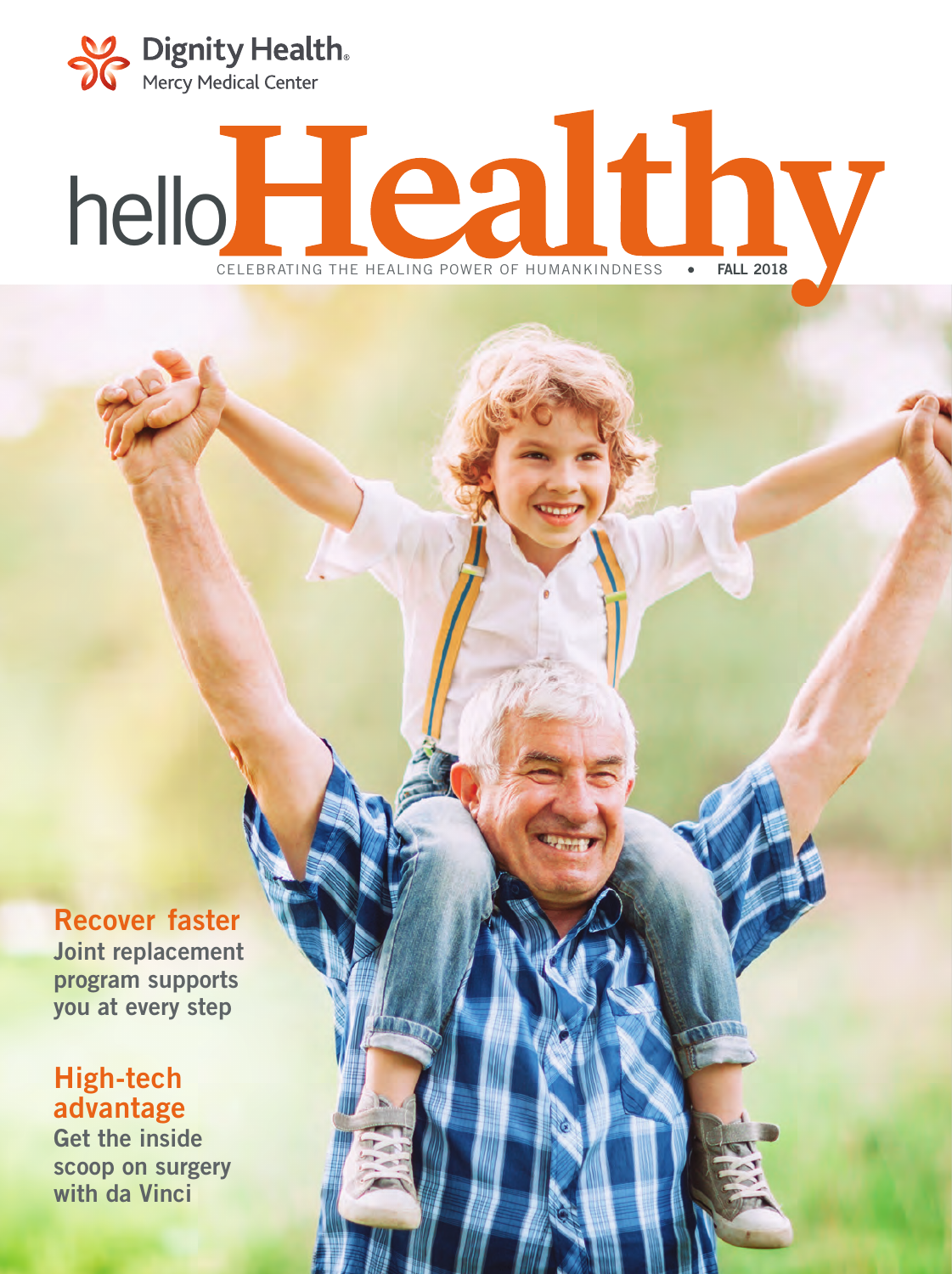Dignity Health. Mercy Medical Center

# hello Healthy

CELEBRATING THE HEALING POWER OF HUMANKINDNESS • **FALL 2018**

## Recover faster

**Joint replacement program supports you at every step**

## High-tech advantage

**Get the inside scoop on surgery with da Vinci**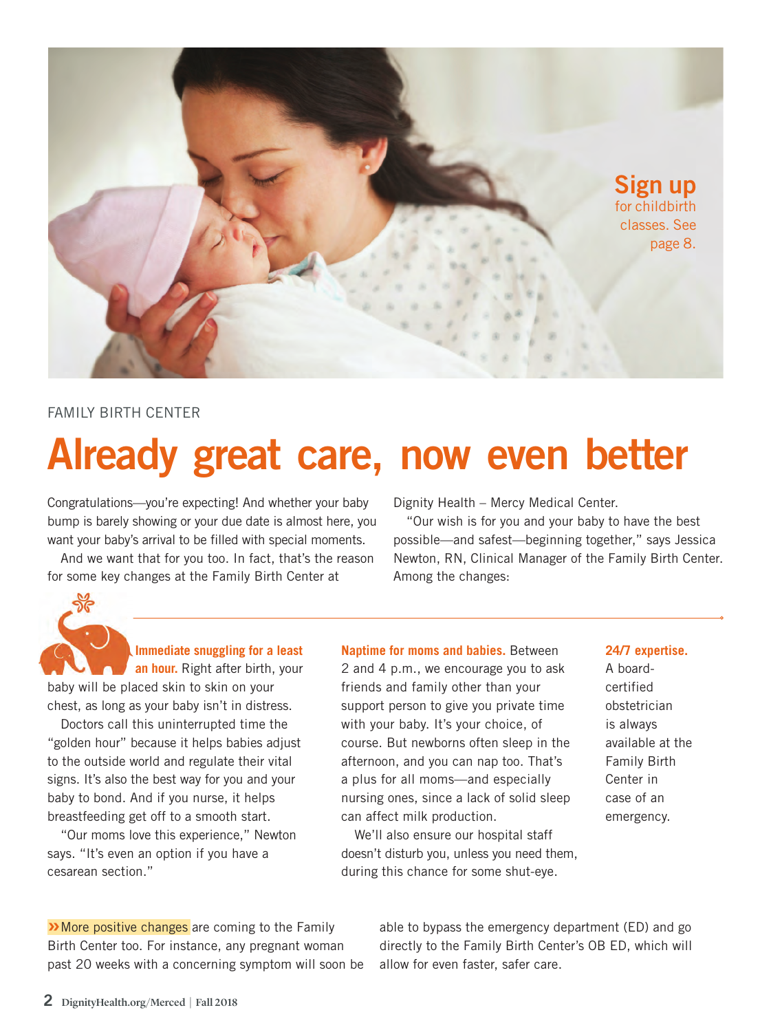**Sign up** for childbirth classes. See page 8.

FAMILY BIRTH CENTER

# Already great care, now even better

Congratulations—you're expecting! And whether your baby bump is barely showing or your due date is almost here, you want your baby's arrival to be filled with special moments.

And we want that for you too. In fact, that's the reason for some key changes at the Family Birth Center at Dignity Health – Mercy Medical Center.

"Our wish is for you and your baby to have the best possible—and safest—beginning together," says Jessica Newton, RN, Clinical Manager of the Family Birth Center. Among the changes:

**Immediate snuggling for a least an hour.** Right after birth, your baby will be placed skin to skin on your chest, as long as your baby isn't in distress.

Doctors call this uninterrupted time the "golden hour" because it helps babies adjust to the outside world and regulate their vital signs. It's also the best way for you and your baby to bond. And if you nurse, it helps breastfeeding get off to a smooth start.

"Our moms love this experience," Newton says. "It's even an option if you have a cesarean section."

**Naptime for moms and babies.** Between 2 and 4 p.m., we encourage you to ask friends and family other than your support person to give you private time with your baby. It's your choice, of course. But newborns often sleep in the afternoon, and you can nap too. That's a plus for all moms—and especially nursing ones, since a lack of solid sleep can affect milk production.

We'll also ensure our hospital staff doesn't disturb you, unless you need them, during this chance for some shut-eye.

**24/7 expertise.** A board-certified obstetrician is always available at the Family Birth Center in case of an emergency.

» More positive changes are coming to the Family Birth Center too. For instance, any pregnant woman past 20 weeks with a concerning symptom will soon be able to bypass the emergency department (ED) and go directly to the Family Birth Center's OB ED, which will allow for even faster, safer care.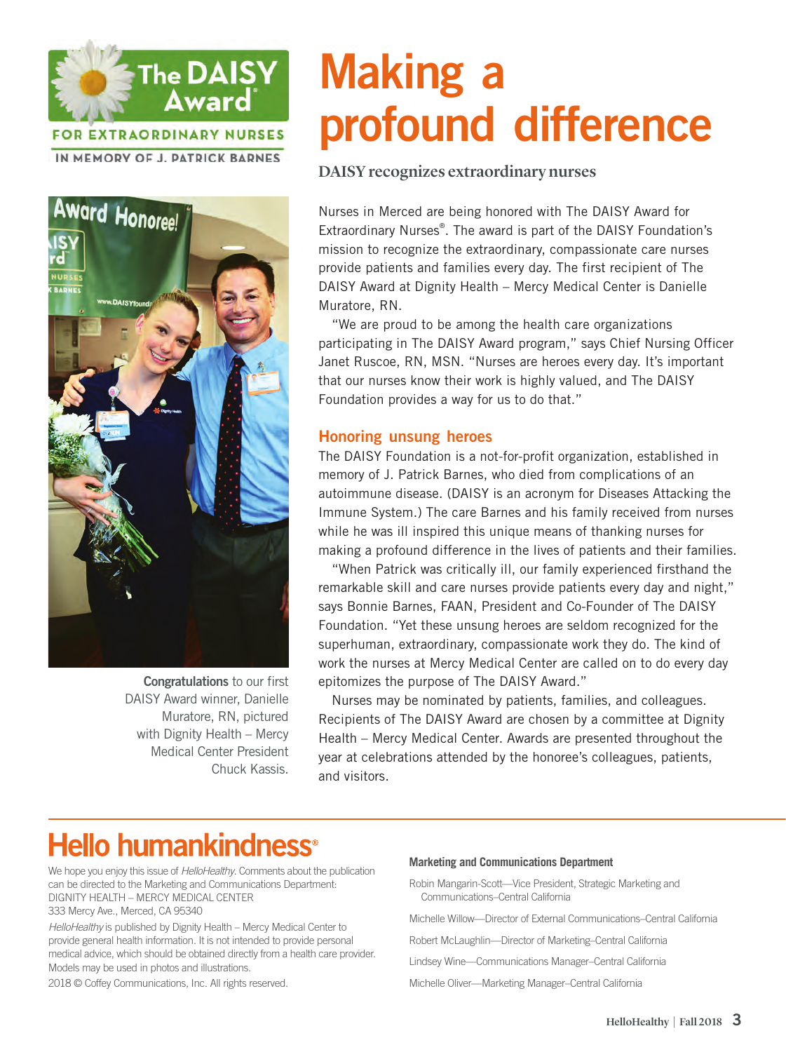The DAISY Award®

FOR EXTRAORDINARY NURSES

IN MEMORY OF J. PATRICK BARNES

# Making a profound difference

## DAISY recognizes extraordinary nurses

Nurses in Merced are being honored with The DAISY Award for Extraordinary Nurses®. The award is part of the DAISY Foundation's mission to recognize the extraordinary, compassionate care nurses provide patients and families every day. The first recipient of The DAISY Award at Dignity Health – Mercy Medical Center is Danielle Muratore, RN.

"We are proud to be among the health care organizations participating in The DAISY Award program," says Chief Nursing Officer Janet Ruscoe, RN, MSN. "Nurses are heroes every day. It's important that our nurses know their work is highly valued, and The DAISY Foundation provides a way for us to do that."

### Honoring unsung heroes

The DAISY Foundation is a not-for-profit organization, established in memory of J. Patrick Barnes, who died from complications of an autoimmune disease. (DAISY is an acronym for Diseases Attacking the Immune System.) The care Barnes and his family received from nurses while he was ill inspired this unique means of thanking nurses for making a profound difference in the lives of patients and their families.

"When Patrick was critically ill, our family experienced firsthand the remarkable skill and care nurses provide patients every day and night," says Bonnie Barnes, FAAN, President and Co-Founder of The DAISY Foundation. "Yet these unsung heroes are seldom recognized for the superhuman, extraordinary, compassionate work they do. The kind of work the nurses at Mercy Medical Center are called on to do every day epitomizes the purpose of The DAISY Award."

Nurses may be nominated by patients, families, and colleagues. Recipients of The DAISY Award are chosen by a committee at Dignity Health – Mercy Medical Center. Awards are presented throughout the year at celebrations attended by the honoree's colleagues, patients, and visitors.

**Congratulations** to our first DAISY Award winner, Danielle Muratore, RN, pictured with Dignity Health – Mercy Medical Center President Chuck Kassis.

## Hello humankindness®

We hope you enjoy this issue of *HelloHealthy*. Comments about the publication can be directed to the Marketing and Communications Department:
DIGNITY HEALTH – MERCY MEDICAL CENTER
333 Mercy Ave., Merced, CA 95340

*HelloHealthy* is published by Dignity Health – Mercy Medical Center to provide general health information. It is not intended to provide personal medical advice, which should be obtained directly from a health care provider. Models may be used in photos and illustrations.

2018 © Coffey Communications, Inc. All rights reserved.

**Marketing and Communications Department**

Robin Mangarin-Scott—Vice President, Strategic Marketing and Communications–Central California

Michelle Willow—Director of External Communications–Central California

Robert McLaughlin—Director of Marketing–Central California

Lindsey Wine—Communications Manager–Central California

Michelle Oliver—Marketing Manager–Central California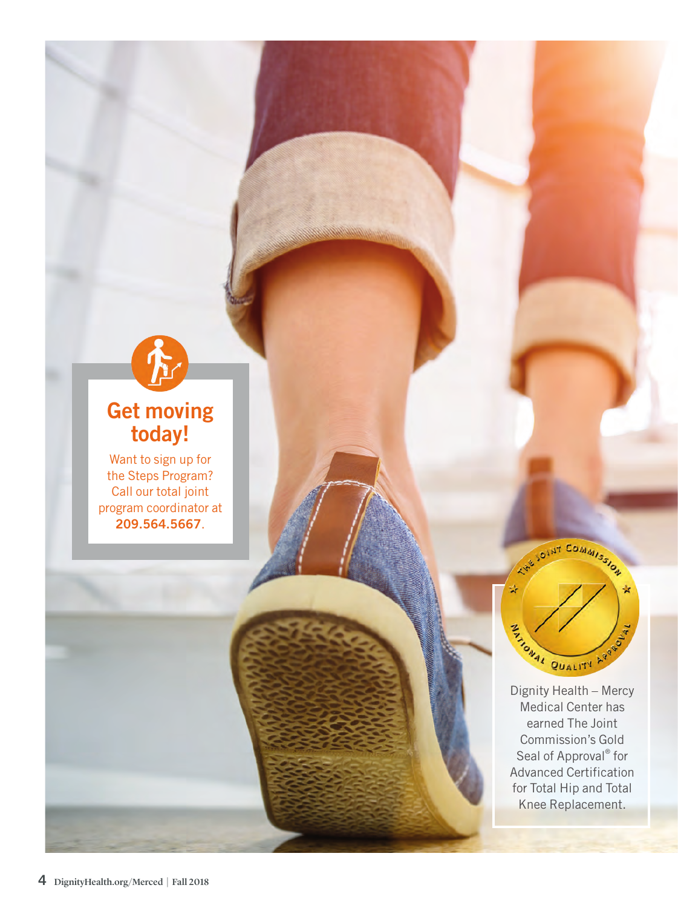## Get moving today!

Want to sign up for the Steps Program? Call our total joint program coordinator at **209.564.5667**.

Dignity Health – Mercy Medical Center has earned The Joint Commission's Gold Seal of Approval® for Advanced Certification for Total Hip and Total Knee Replacement.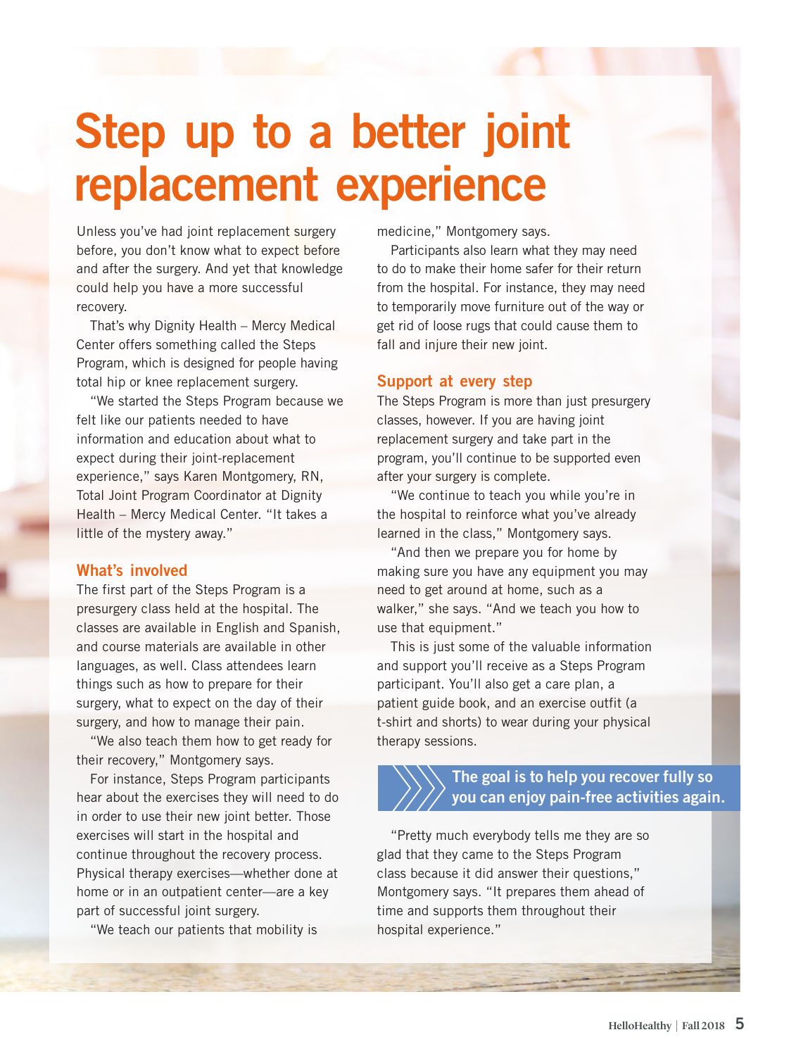# Step up to a better joint replacement experience

Unless you've had joint replacement surgery before, you don't know what to expect before and after the surgery. And yet that knowledge could help you have a more successful recovery.

That's why Dignity Health – Mercy Medical Center offers something called the Steps Program, which is designed for people having total hip or knee replacement surgery.

"We started the Steps Program because we felt like our patients needed to have information and education about what to expect during their joint-replacement experience," says Karen Montgomery, RN, Total Joint Program Coordinator at Dignity Health – Mercy Medical Center. "It takes a little of the mystery away."

## What's involved

The first part of the Steps Program is a presurgery class held at the hospital. The classes are available in English and Spanish, and course materials are available in other languages, as well. Class attendees learn things such as how to prepare for their surgery, what to expect on the day of their surgery, and how to manage their pain.

"We also teach them how to get ready for their recovery," Montgomery says.

For instance, Steps Program participants hear about the exercises they will need to do in order to use their new joint better. Those exercises will start in the hospital and continue throughout the recovery process. Physical therapy exercises—whether done at home or in an outpatient center—are a key part of successful joint surgery.

"We teach our patients that mobility is medicine," Montgomery says.

Participants also learn what they may need to do to make their home safer for their return from the hospital. For instance, they may need to temporarily move furniture out of the way or get rid of loose rugs that could cause them to fall and injure their new joint.

## Support at every step

The Steps Program is more than just presurgery classes, however. If you are having joint replacement surgery and take part in the program, you'll continue to be supported even after your surgery is complete.

"We continue to teach you while you're in the hospital to reinforce what you've already learned in the class," Montgomery says.

"And then we prepare you for home by making sure you have any equipment you may need to get around at home, such as a walker," she says. "And we teach you how to use that equipment."

This is just some of the valuable information and support you'll receive as a Steps Program participant. You'll also get a care plan, a patient guide book, and an exercise outfit (a t-shirt and shorts) to wear during your physical therapy sessions.

**The goal is to help you recover fully so you can enjoy pain-free activities again.**

"Pretty much everybody tells me they are so glad that they came to the Steps Program class because it did answer their questions," Montgomery says. "It prepares them ahead of time and supports them throughout their hospital experience."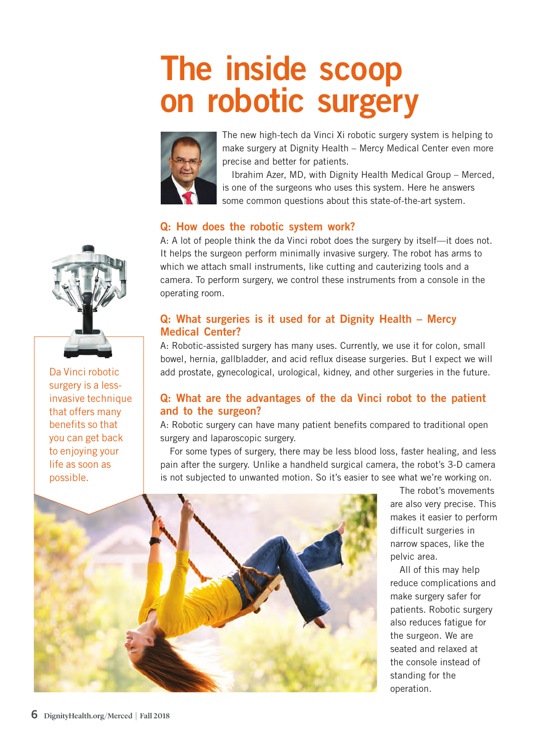# The inside scoop on robotic surgery

The new high-tech da Vinci Xi robotic surgery system is helping to make surgery at Dignity Health – Mercy Medical Center even more precise and better for patients.

Ibrahim Azer, MD, with Dignity Health Medical Group – Merced, is one of the surgeons who uses this system. Here he answers some common questions about this state-of-the-art system.

### Q: How does the robotic system work?

A: A lot of people think the da Vinci robot does the surgery by itself—it does not. It helps the surgeon perform minimally invasive surgery. The robot has arms to which we attach small instruments, like cutting and cauterizing tools and a camera. To perform surgery, we control these instruments from a console in the operating room.

### Q: What surgeries is it used for at Dignity Health – Mercy Medical Center?

A: Robotic-assisted surgery has many uses. Currently, we use it for colon, small bowel, hernia, gallbladder, and acid reflux disease surgeries. But I expect we will add prostate, gynecological, urological, kidney, and other surgeries in the future.

### Q: What are the advantages of the da Vinci robot to the patient and to the surgeon?

A: Robotic surgery can have many patient benefits compared to traditional open surgery and laparoscopic surgery.

For some types of surgery, there may be less blood loss, faster healing, and less pain after the surgery. Unlike a handheld surgical camera, the robot's 3-D camera is not subjected to unwanted motion. So it's easier to see what we're working on.

The robot's movements are also very precise. This makes it easier to perform difficult surgeries in narrow spaces, like the pelvic area.

All of this may help reduce complications and make surgery safer for patients. Robotic surgery also reduces fatigue for the surgeon. We are seated and relaxed at the console instead of standing for the operation.

Da Vinci robotic surgery is a less-invasive technique that offers many benefits so that you can get back to enjoying your life as soon as possible.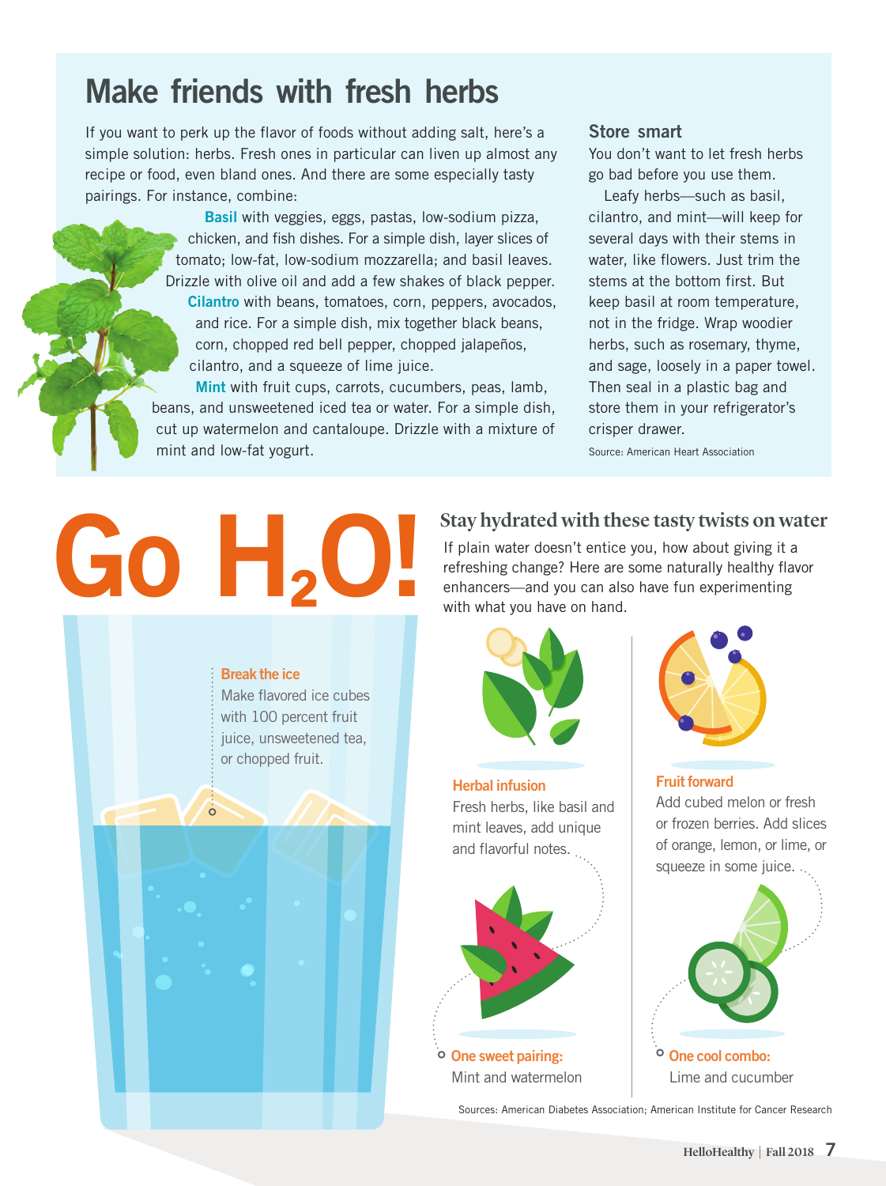# Make friends with fresh herbs

If you want to perk up the flavor of foods without adding salt, here's a simple solution: herbs. Fresh ones in particular can liven up almost any recipe or food, even bland ones. And there are some especially tasty pairings. For instance, combine:

**Basil** with veggies, eggs, pastas, low-sodium pizza, chicken, and fish dishes. For a simple dish, layer slices of tomato; low-fat, low-sodium mozzarella; and basil leaves. Drizzle with olive oil and add a few shakes of black pepper.

**Cilantro** with beans, tomatoes, corn, peppers, avocados, and rice. For a simple dish, mix together black beans, corn, chopped red bell pepper, chopped jalapeños, cilantro, and a squeeze of lime juice.

**Mint** with fruit cups, carrots, cucumbers, peas, lamb, beans, and unsweetened iced tea or water. For a simple dish, cut up watermelon and cantaloupe. Drizzle with a mixture of mint and low-fat yogurt.

## Store smart

You don't want to let fresh herbs go bad before you use them.

Leafy herbs—such as basil, cilantro, and mint—will keep for several days with their stems in water, like flowers. Just trim the stems at the bottom first. But keep basil at room temperature, not in the fridge. Wrap woodier herbs, such as rosemary, thyme, and sage, loosely in a paper towel. Then seal in a plastic bag and store them in your refrigerator's crisper drawer.

Source: American Heart Association

# Go $H_2O$!

## Stay hydrated with these tasty twists on water

If plain water doesn't entice you, how about giving it a refreshing change? Here are some naturally healthy flavor enhancers—and you can also have fun experimenting with what you have on hand.

**Break the ice**
Make flavored ice cubes with 100 percent fruit juice, unsweetened tea, or chopped fruit.

**Herbal infusion**
Fresh herbs, like basil and mint leaves, add unique and flavorful notes.

**One sweet pairing:**
Mint and watermelon

**Fruit forward**
Add cubed melon or fresh or frozen berries. Add slices of orange, lemon, or lime, or squeeze in some juice.

**One cool combo:**
Lime and cucumber

Sources: American Diabetes Association; American Institute for Cancer Research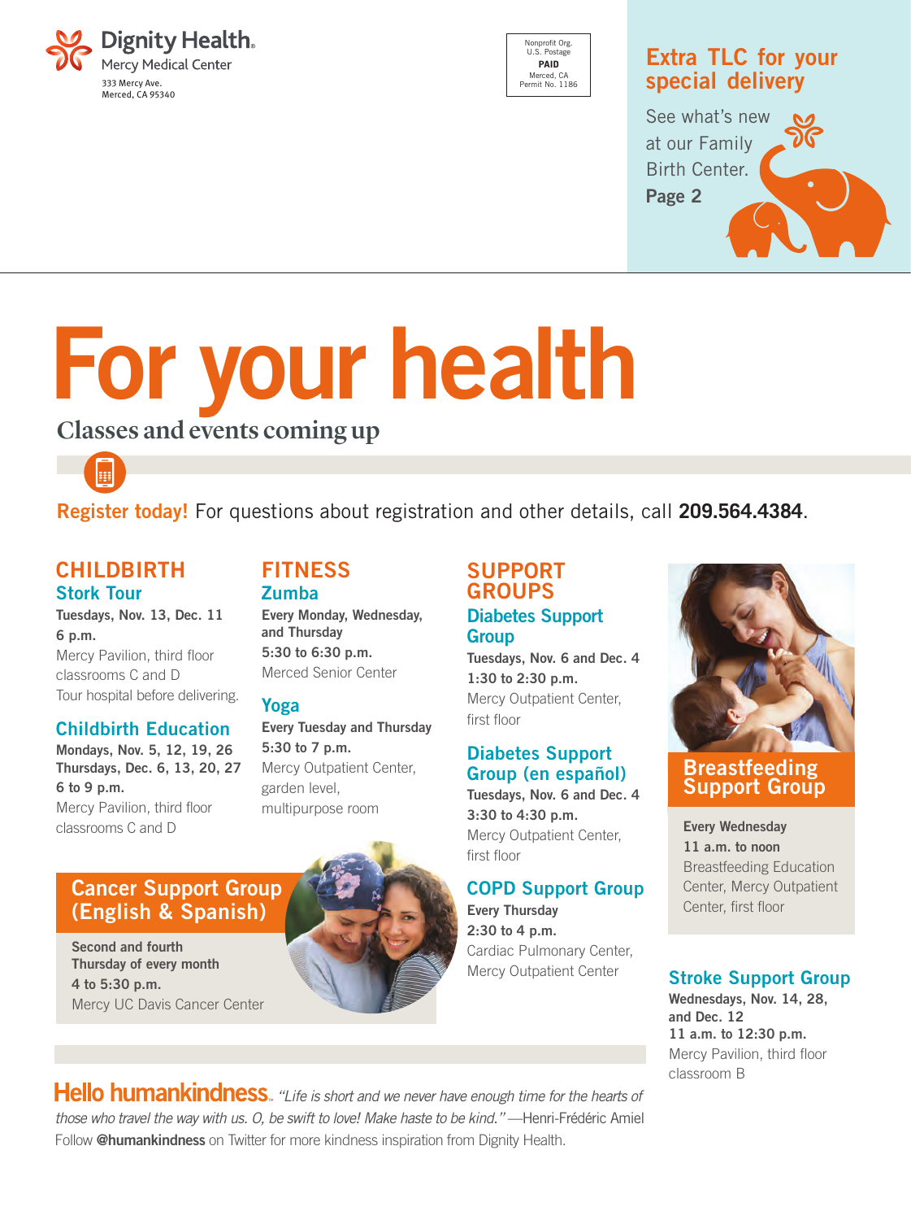Dignity Health.
Mercy Medical Center
333 Mercy Ave.
Merced, CA 95340

Nonprofit Org.
U.S. Postage
**PAID**
Merced, CA
Permit No. 1186

## Extra TLC for your special delivery

See what's new at our Family Birth Center.
**Page 2**

# For your health

## Classes and events coming up

**Register today!** For questions about registration and other details, call **209.564.4384**.

## CHILDBIRTH

### Stork Tour

**Tuesdays, Nov. 13, Dec. 11**
**6 p.m.**
Mercy Pavilion, third floor classrooms C and D
Tour hospital before delivering.

### Childbirth Education

**Mondays, Nov. 5, 12, 19, 26**
**Thursdays, Dec. 6, 13, 20, 27**
**6 to 9 p.m.**
Mercy Pavilion, third floor classrooms C and D

## FITNESS

### Zumba

**Every Monday, Wednesday, and Thursday**
**5:30 to 6:30 p.m.**
Merced Senior Center

### Yoga

**Every Tuesday and Thursday**
**5:30 to 7 p.m.**
Mercy Outpatient Center, garden level, multipurpose room

### Cancer Support Group (English & Spanish)

**Second and fourth Thursday of every month**
**4 to 5:30 p.m.**
Mercy UC Davis Cancer Center

## SUPPORT GROUPS

### Diabetes Support Group

**Tuesdays, Nov. 6 and Dec. 4**
**1:30 to 2:30 p.m.**
Mercy Outpatient Center, first floor

### Diabetes Support Group (en español)

**Tuesdays, Nov. 6 and Dec. 4**
**3:30 to 4:30 p.m.**
Mercy Outpatient Center, first floor

### COPD Support Group

**Every Thursday**
**2:30 to 4 p.m.**
Cardiac Pulmonary Center, Mercy Outpatient Center

### Breastfeeding Support Group

**Every Wednesday**
**11 a.m. to noon**
Breastfeeding Education Center, Mercy Outpatient Center, first floor

### Stroke Support Group

**Wednesdays, Nov. 14, 28, and Dec. 12**
**11 a.m. to 12:30 p.m.**
Mercy Pavilion, third floor classroom B

**Hello humankindness.** *"Life is short and we never have enough time for the hearts of those who travel the way with us. O, be swift to love! Make haste to be kind."* —Henri-Frédéric Amiel
Follow **@humankindness** on Twitter for more kindness inspiration from Dignity Health.